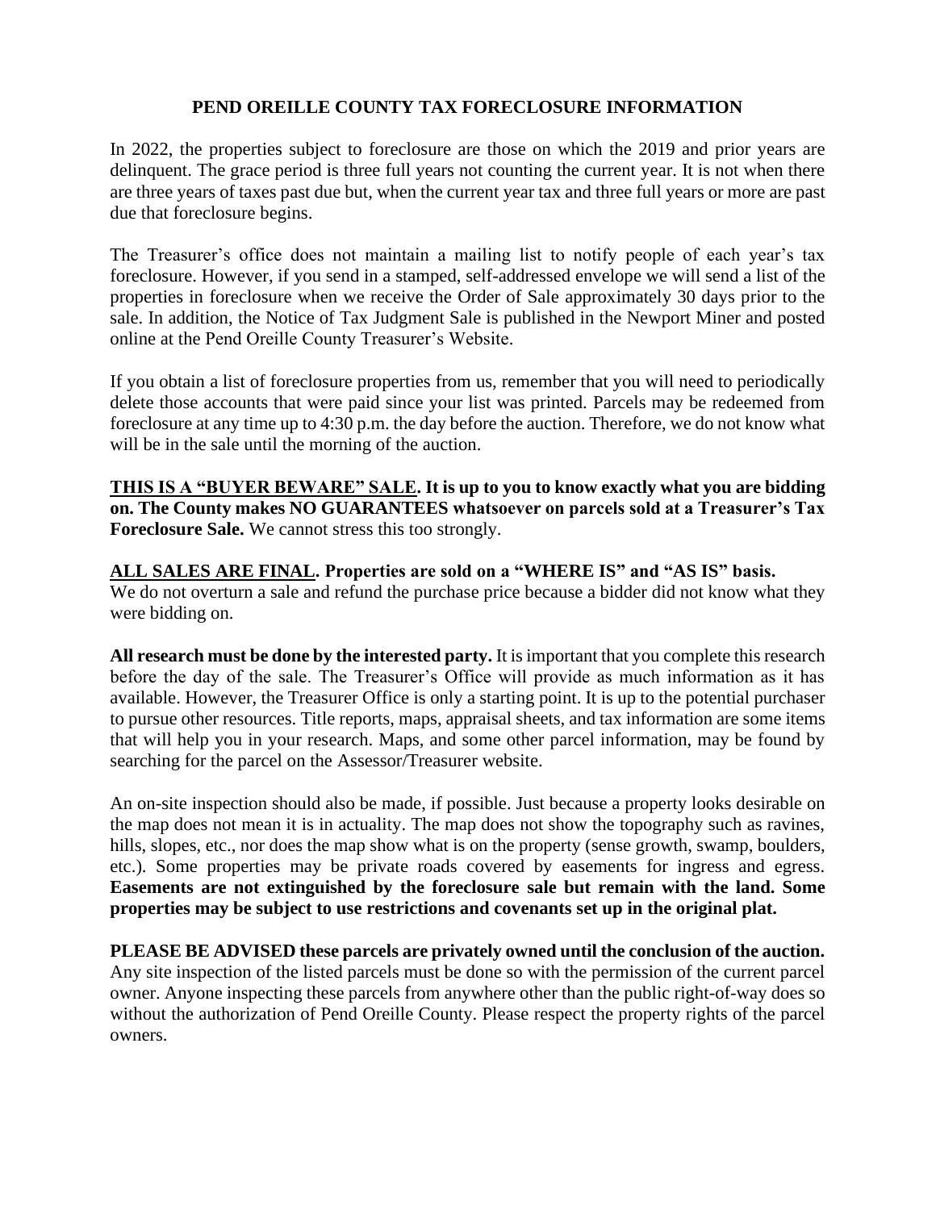# PEND OREILLE COUNTY TAX FORECLOSURE INFORMATION

In 2022, the properties subject to foreclosure are those on which the 2019 and prior years are delinquent. The grace period is three full years not counting the current year. It is not when there are three years of taxes past due but, when the current year tax and three full years or more are past due that foreclosure begins.

The Treasurer's office does not maintain a mailing list to notify people of each year's tax foreclosure. However, if you send in a stamped, self-addressed envelope we will send a list of the properties in foreclosure when we receive the Order of Sale approximately 30 days prior to the sale. In addition, the Notice of Tax Judgment Sale is published in the Newport Miner and posted online at the Pend Oreille County Treasurer's Website.

If you obtain a list of foreclosure properties from us, remember that you will need to periodically delete those accounts that were paid since your list was printed. Parcels may be redeemed from foreclosure at any time up to 4:30 p.m. the day before the auction. Therefore, we do not know what will be in the sale until the morning of the auction.

<u>**THIS IS A "BUYER BEWARE" SALE**</u>**. It is up to you to know exactly what you are bidding on. The County makes NO GUARANTEES whatsoever on parcels sold at a Treasurer's Tax Foreclosure Sale.** We cannot stress this too strongly.

<u>**ALL SALES ARE FINAL**</u>**. Properties are sold on a "WHERE IS" and "AS IS" basis.**
We do not overturn a sale and refund the purchase price because a bidder did not know what they were bidding on.

**All research must be done by the interested party.** It is important that you complete this research before the day of the sale. The Treasurer's Office will provide as much information as it has available. However, the Treasurer Office is only a starting point. It is up to the potential purchaser to pursue other resources. Title reports, maps, appraisal sheets, and tax information are some items that will help you in your research. Maps, and some other parcel information, may be found by searching for the parcel on the Assessor/Treasurer website.

An on-site inspection should also be made, if possible. Just because a property looks desirable on the map does not mean it is in actuality. The map does not show the topography such as ravines, hills, slopes, etc., nor does the map show what is on the property (sense growth, swamp, boulders, etc.). Some properties may be private roads covered by easements for ingress and egress. **Easements are not extinguished by the foreclosure sale but remain with the land. Some properties may be subject to use restrictions and covenants set up in the original plat.**

**PLEASE BE ADVISED these parcels are privately owned until the conclusion of the auction.** Any site inspection of the listed parcels must be done so with the permission of the current parcel owner. Anyone inspecting these parcels from anywhere other than the public right-of-way does so without the authorization of Pend Oreille County. Please respect the property rights of the parcel owners.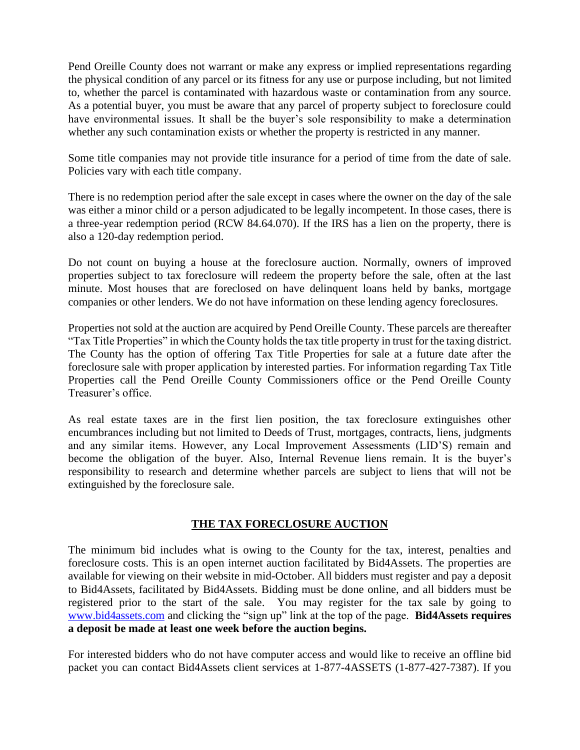Pend Oreille County does not warrant or make any express or implied representations regarding the physical condition of any parcel or its fitness for any use or purpose including, but not limited to, whether the parcel is contaminated with hazardous waste or contamination from any source. As a potential buyer, you must be aware that any parcel of property subject to foreclosure could have environmental issues. It shall be the buyer's sole responsibility to make a determination whether any such contamination exists or whether the property is restricted in any manner.

Some title companies may not provide title insurance for a period of time from the date of sale. Policies vary with each title company.

There is no redemption period after the sale except in cases where the owner on the day of the sale was either a minor child or a person adjudicated to be legally incompetent. In those cases, there is a three-year redemption period (RCW 84.64.070). If the IRS has a lien on the property, there is also a 120-day redemption period.

Do not count on buying a house at the foreclosure auction. Normally, owners of improved properties subject to tax foreclosure will redeem the property before the sale, often at the last minute. Most houses that are foreclosed on have delinquent loans held by banks, mortgage companies or other lenders. We do not have information on these lending agency foreclosures.

Properties not sold at the auction are acquired by Pend Oreille County. These parcels are thereafter "Tax Title Properties" in which the County holds the tax title property in trust for the taxing district. The County has the option of offering Tax Title Properties for sale at a future date after the foreclosure sale with proper application by interested parties. For information regarding Tax Title Properties call the Pend Oreille County Commissioners office or the Pend Oreille County Treasurer's office.

As real estate taxes are in the first lien position, the tax foreclosure extinguishes other encumbrances including but not limited to Deeds of Trust, mortgages, contracts, liens, judgments and any similar items. However, any Local Improvement Assessments (LID'S) remain and become the obligation of the buyer. Also, Internal Revenue liens remain. It is the buyer's responsibility to research and determine whether parcels are subject to liens that will not be extinguished by the foreclosure sale.

## THE TAX FORECLOSURE AUCTION

The minimum bid includes what is owing to the County for the tax, interest, penalties and foreclosure costs. This is an open internet auction facilitated by Bid4Assets. The properties are available for viewing on their website in mid-October. All bidders must register and pay a deposit to Bid4Assets, facilitated by Bid4Assets. Bidding must be done online, and all bidders must be registered prior to the start of the sale. You may register for the tax sale by going to [www.bid4assets.com](http://www.bid4assets.com) and clicking the "sign up" link at the top of the page. **Bid4Assets requires a deposit be made at least one week before the auction begins.**

For interested bidders who do not have computer access and would like to receive an offline bid packet you can contact Bid4Assets client services at 1-877-4ASSETS (1-877-427-7387). If you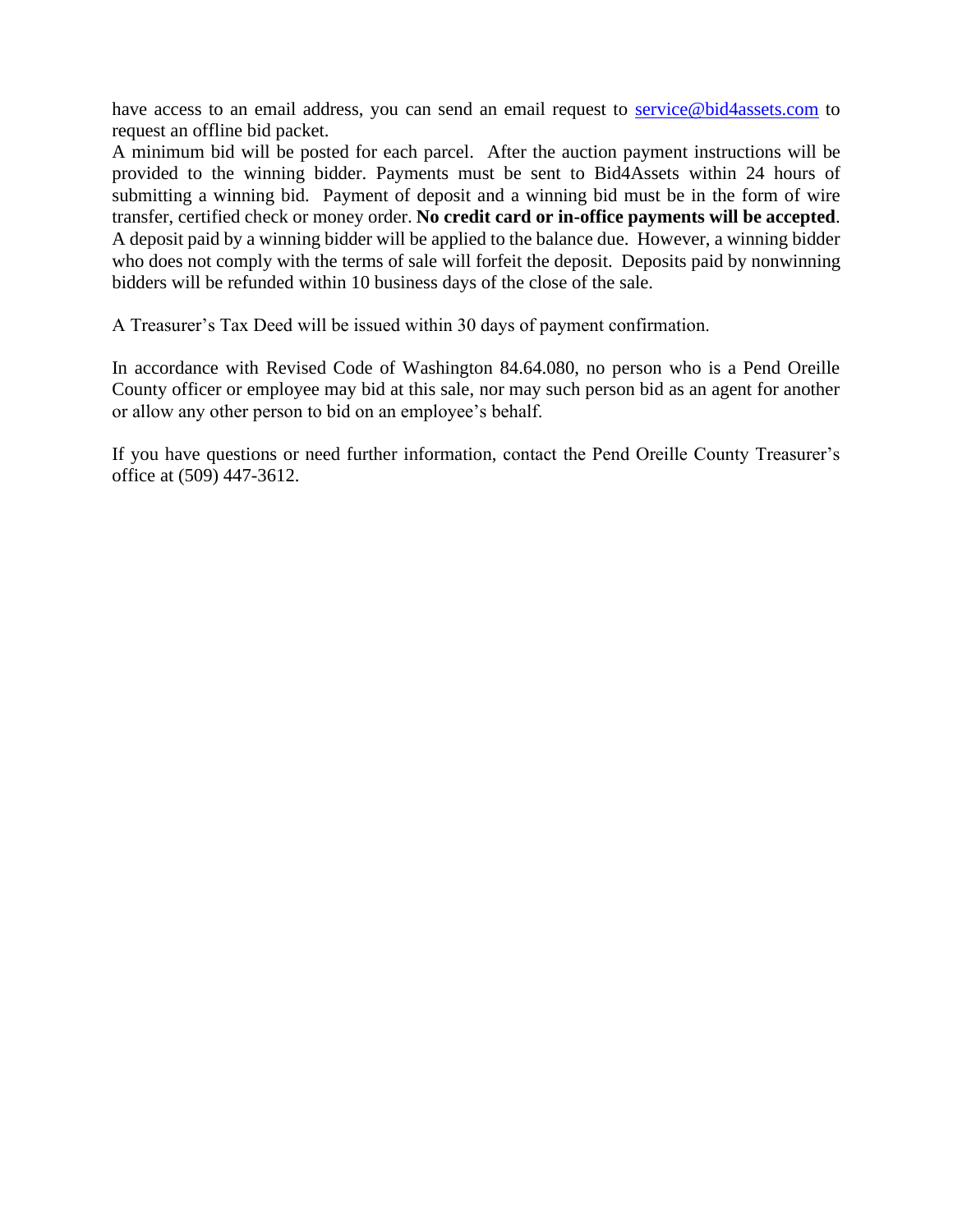have access to an email address, you can send an email request to service@bid4assets.com to request an offline bid packet.
A minimum bid will be posted for each parcel. After the auction payment instructions will be provided to the winning bidder. Payments must be sent to Bid4Assets within 24 hours of submitting a winning bid. Payment of deposit and a winning bid must be in the form of wire transfer, certified check or money order. **No credit card or in-office payments will be accepted**. A deposit paid by a winning bidder will be applied to the balance due. However, a winning bidder who does not comply with the terms of sale will forfeit the deposit. Deposits paid by nonwinning bidders will be refunded within 10 business days of the close of the sale.

A Treasurer's Tax Deed will be issued within 30 days of payment confirmation.

In accordance with Revised Code of Washington 84.64.080, no person who is a Pend Oreille County officer or employee may bid at this sale, nor may such person bid as an agent for another or allow any other person to bid on an employee's behalf.

If you have questions or need further information, contact the Pend Oreille County Treasurer's office at (509) 447-3612.